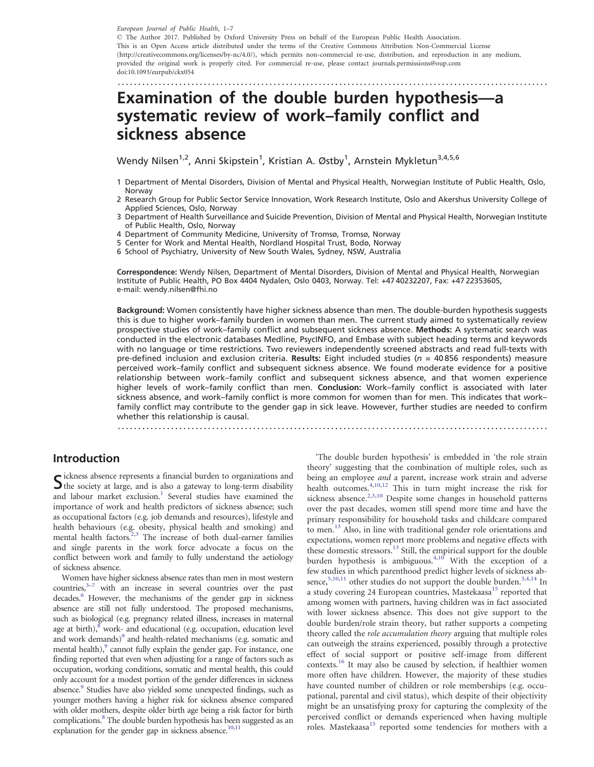European Journal of Public Health, 1–7

© The Author 2017. Published by Oxford University Press on behalf of the European Public Health Association. This is an Open Access article distributed under the terms of the Creative Commons Attribution Non-Commercial License (http://creativecommons.org/licenses/by-nc/4.0/), which permits non-commercial re-use, distribution, and reproduction in any medium, provided the original work is properly cited. For commercial re-use, please contact journals.permissions@oup.com

doi:10.1093/eurpub/ckx054

# Examination of the double burden hypothesis—a systematic review of work–family conflict and sickness absence

Wendy Nilsen[1,2], Anni Skipstein[1], Kristian A. Østby[1], Arnstein Mykletun[3,4,5,6]

1 Department of Mental Disorders, Division of Mental and Physical Health, Norwegian Institute of Public Health, Oslo, Norway
2 Research Group for Public Sector Service Innovation, Work Research Institute, Oslo and Akershus University College of Applied Sciences, Oslo, Norway
3 Department of Health Surveillance and Suicide Prevention, Division of Mental and Physical Health, Norwegian Institute of Public Health, Oslo, Norway
4 Department of Community Medicine, University of Tromsø, Tromsø, Norway
5 Center for Work and Mental Health, Nordland Hospital Trust, Bodø, Norway
6 School of Psychiatry, University of New South Wales, Sydney, NSW, Australia

**Correspondence:** Wendy Nilsen, Department of Mental Disorders, Division of Mental and Physical Health, Norwegian Institute of Public Health, PO Box 4404 Nydalen, Oslo 0403, Norway. Tel: +47 40232207, Fax: +47 22353605, e-mail: wendy.nilsen@fhi.no

**Background:** Women consistently have higher sickness absence than men. The double-burden hypothesis suggests this is due to higher work–family burden in women than men. The current study aimed to systematically review prospective studies of work–family conflict and subsequent sickness absence. **Methods:** A systematic search was conducted in the electronic databases Medline, PsycINFO, and Embase with subject heading terms and keywords with no language or time restrictions. Two reviewers independently screened abstracts and read full-texts with pre-defined inclusion and exclusion criteria. **Results:** Eight included studies ($n$ = 40 856 respondents) measure perceived work–family conflict and subsequent sickness absence. We found moderate evidence for a positive relationship between work–family conflict and subsequent sickness absence, and that women experience higher levels of work–family conflict than men. **Conclusion:** Work–family conflict is associated with later sickness absence, and work–family conflict is more common for women than for men. This indicates that work–family conflict may contribute to the gender gap in sick leave. However, further studies are needed to confirm whether this relationship is causal.

## Introduction

Sickness absence represents a financial burden to organizations and the society at large, and is also a gateway to long-term disability and labour market exclusion.[1] Several studies have examined the importance of work and health predictors of sickness absence; such as occupational factors (e.g. job demands and resources), lifestyle and health behaviours (e.g. obesity, physical health and smoking) and mental health factors.[2,3] The increase of both dual-earner families and single parents in the work force advocate a focus on the conflict between work and family to fully understand the aetiology of sickness absence.

Women have higher sickness absence rates than men in most western countries,[3–7] with an increase in several countries over the past decades.[6] However, the mechanisms of the gender gap in sickness absence are still not fully understood. The proposed mechanisms, such as biological (e.g. pregnancy related illness, increases in maternal age at birth),[8] work- and educational (e.g. occupation, education level and work demands)[9] and health-related mechanisms (e.g. somatic and mental health),[9] cannot fully explain the gender gap. For instance, one finding reported that even when adjusting for a range of factors such as occupation, working conditions, somatic and mental health, this could only account for a modest portion of the gender differences in sickness absence.[9] Studies have also yielded some unexpected findings, such as younger mothers having a higher risk for sickness absence compared with older mothers, despite older birth age being a risk factor for birth complications.[8] The double burden hypothesis has been suggested as an explanation for the gender gap in sickness absence.[10,11]

'The double burden hypothesis' is embedded in 'the role strain theory' suggesting that the combination of multiple roles, such as being an employee *and* a parent, increase work strain and adverse health outcomes.[4,10,12] This in turn might increase the risk for sickness absence.[2,3,10] Despite some changes in household patterns over the past decades, women still spend more time and have the primary responsibility for household tasks and childcare compared to men.[13] Also, in line with traditional gender role orientations and expectations, women report more problems and negative effects with these domestic stressors.[13] Still, the empirical support for the double burden hypothesis is ambiguous.[4,10] With the exception of a few studies in which parenthood predict higher levels of sickness absence,[5,10,11] other studies do not support the double burden.[3,4,14] In a study covering 24 European countries, Mastekaasa[15] reported that among women with partners, having children was in fact associated with lower sickness absence. This does not give support to the double burden/role strain theory, but rather supports a competing theory called the *role accumulation theory* arguing that multiple roles can outweigh the strains experienced, possibly through a protective effect of social support or positive self-image from different contexts.[16] It may also be caused by selection, if healthier women more often have children. However, the majority of these studies have counted number of children or role memberships (e.g. occupational, parental and civil status), which despite of their objectivity might be an unsatisfying proxy for capturing the complexity of the perceived conflict or demands experienced when having multiple roles. Mastekaasa[15] reported some tendencies for mothers with a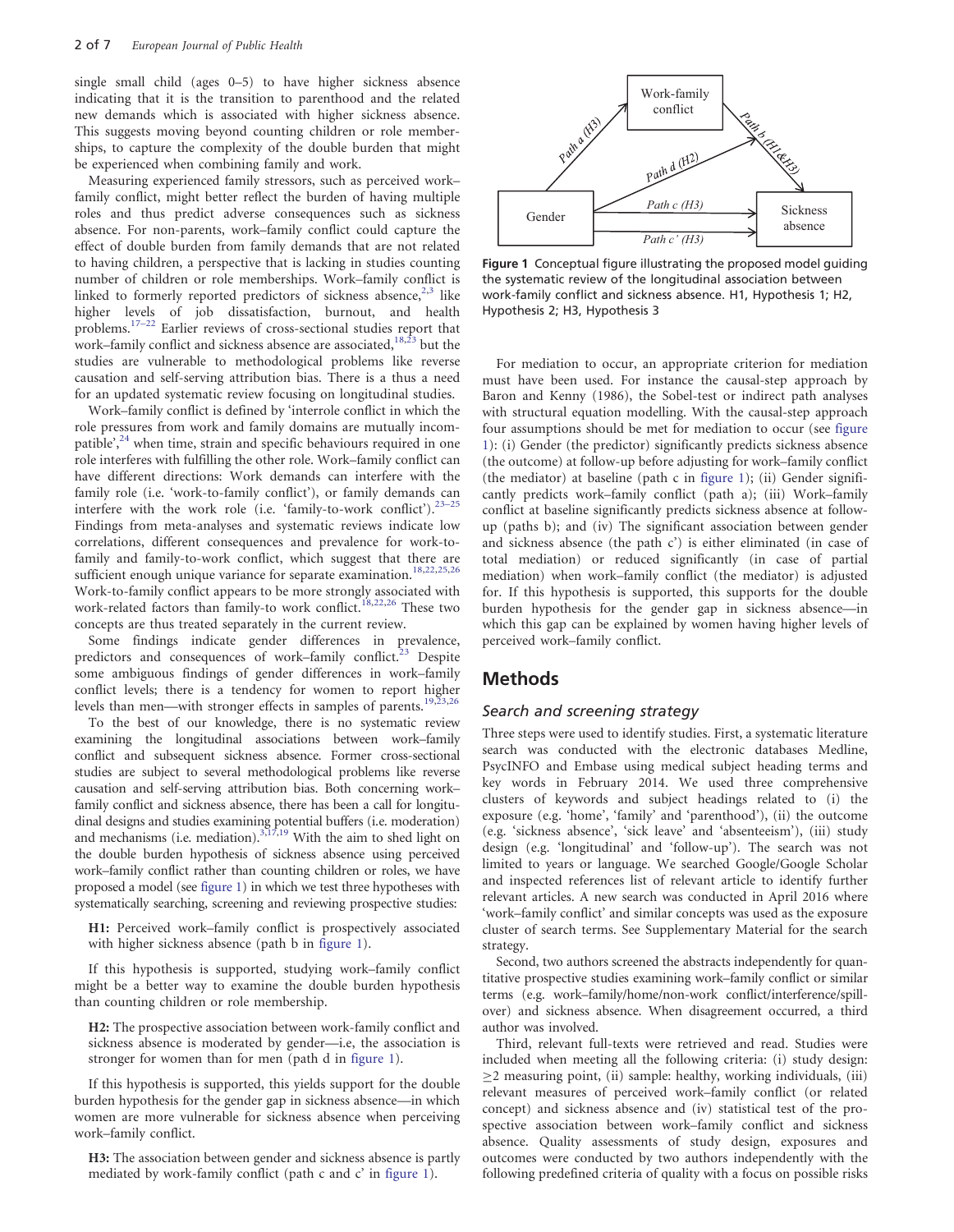single small child (ages 0–5) to have higher sickness absence indicating that it is the transition to parenthood and the related new demands which is associated with higher sickness absence. This suggests moving beyond counting children or role memberships, to capture the complexity of the double burden that might be experienced when combining family and work.

Measuring experienced family stressors, such as perceived work–family conflict, might better reflect the burden of having multiple roles and thus predict adverse consequences such as sickness absence. For non-parents, work–family conflict could capture the effect of double burden from family demands that are not related to having children, a perspective that is lacking in studies counting number of children or role memberships. Work–family conflict is linked to formerly reported predictors of sickness absence,[2,3] like higher levels of job dissatisfaction, burnout, and health problems.[17–22] Earlier reviews of cross-sectional studies report that work–family conflict and sickness absence are associated,[18,23] but the studies are vulnerable to methodological problems like reverse causation and self-serving attribution bias. There is a thus a need for an updated systematic review focusing on longitudinal studies.

Work–family conflict is defined by 'interrole conflict in which the role pressures from work and family domains are mutually incompatible',[24] when time, strain and specific behaviours required in one role interferes with fulfilling the other role. Work–family conflict can have different directions: Work demands can interfere with the family role (i.e. 'work-to-family conflict'), or family demands can interfere with the work role (i.e. 'family-to-work conflict').[23–25] Findings from meta-analyses and systematic reviews indicate low correlations, different consequences and prevalence for work-to-family and family-to-work conflict, which suggest that there are sufficient enough unique variance for separate examination.[18,22,25,26] Work-to-family conflict appears to be more strongly associated with work-related factors than family-to work conflict.[18,22,26] These two concepts are thus treated separately in the current review.

Some findings indicate gender differences in prevalence, predictors and consequences of work–family conflict.[23] Despite some ambiguous findings of gender differences in work–family conflict levels; there is a tendency for women to report higher levels than men—with stronger effects in samples of parents.[19,23,26]

To the best of our knowledge, there is no systematic review examining the longitudinal associations between work–family conflict and subsequent sickness absence. Former cross-sectional studies are subject to several methodological problems like reverse causation and self-serving attribution bias. Both concerning work–family conflict and sickness absence, there has been a call for longitudinal designs and studies examining potential buffers (i.e. moderation) and mechanisms (i.e. mediation).[3,17,19] With the aim to shed light on the double burden hypothesis of sickness absence using perceived work–family conflict rather than counting children or roles, we have proposed a model (see figure 1) in which we test three hypotheses with systematically searching, screening and reviewing prospective studies:

**H1:** Perceived work–family conflict is prospectively associated with higher sickness absence (path b in figure 1).

If this hypothesis is supported, studying work–family conflict might be a better way to examine the double burden hypothesis than counting children or role membership.

**H2:** The prospective association between work-family conflict and sickness absence is moderated by gender—i.e, the association is stronger for women than for men (path d in figure 1).

If this hypothesis is supported, this yields support for the double burden hypothesis for the gender gap in sickness absence—in which women are more vulnerable for sickness absence when perceiving work–family conflict.

**H3:** The association between gender and sickness absence is partly mediated by work-family conflict (path c and c' in figure 1).

Work-family conflict | Path a (H3) | Path b (H1&H3) | Path d (H2) | Gender | Path c (H3) | Path c' (H3) | Sickness absence

**Figure 1** Conceptual figure illustrating the proposed model guiding the systematic review of the longitudinal association between work-family conflict and sickness absence. H1, Hypothesis 1; H2, Hypothesis 2; H3, Hypothesis 3

For mediation to occur, an appropriate criterion for mediation must have been used. For instance the causal-step approach by Baron and Kenny (1986), the Sobel-test or indirect path analyses with structural equation modelling. With the causal-step approach four assumptions should be met for mediation to occur (see figure 1): (i) Gender (the predictor) significantly predicts sickness absence (the outcome) at follow-up before adjusting for work–family conflict (the mediator) at baseline (path c in figure 1); (ii) Gender significantly predicts work–family conflict (path a); (iii) Work–family conflict at baseline significantly predicts sickness absence at follow-up (paths b); and (iv) The significant association between gender and sickness absence (the path c') is either eliminated (in case of total mediation) or reduced significantly (in case of partial mediation) when work–family conflict (the mediator) is adjusted for. If this hypothesis is supported, this supports for the double burden hypothesis for the gender gap in sickness absence—in which this gap can be explained by women having higher levels of perceived work–family conflict.

## Methods

### Search and screening strategy

Three steps were used to identify studies. First, a systematic literature search was conducted with the electronic databases Medline, PsycINFO and Embase using medical subject heading terms and key words in February 2014. We used three comprehensive clusters of keywords and subject headings related to (i) the exposure (e.g. 'home', 'family' and 'parenthood'), (ii) the outcome (e.g. 'sickness absence', 'sick leave' and 'absenteeism'), (iii) study design (e.g. 'longitudinal' and 'follow-up'). The search was not limited to years or language. We searched Google/Google Scholar and inspected references list of relevant article to identify further relevant articles. A new search was conducted in April 2016 where 'work–family conflict' and similar concepts was used as the exposure cluster of search terms. See Supplementary Material for the search strategy.

Second, two authors screened the abstracts independently for quantitative prospective studies examining work–family conflict or similar terms (e.g. work–family/home/non-work conflict/interference/spill-over) and sickness absence. When disagreement occurred, a third author was involved.

Third, relevant full-texts were retrieved and read. Studies were included when meeting all the following criteria: (i) study design: $\geq$2 measuring point, (ii) sample: healthy, working individuals, (iii) relevant measures of perceived work–family conflict (or related concept) and sickness absence and (iv) statistical test of the prospective association between work–family conflict and sickness absence. Quality assessments of study design, exposures and outcomes were conducted by two authors independently with the following predefined criteria of quality with a focus on possible risks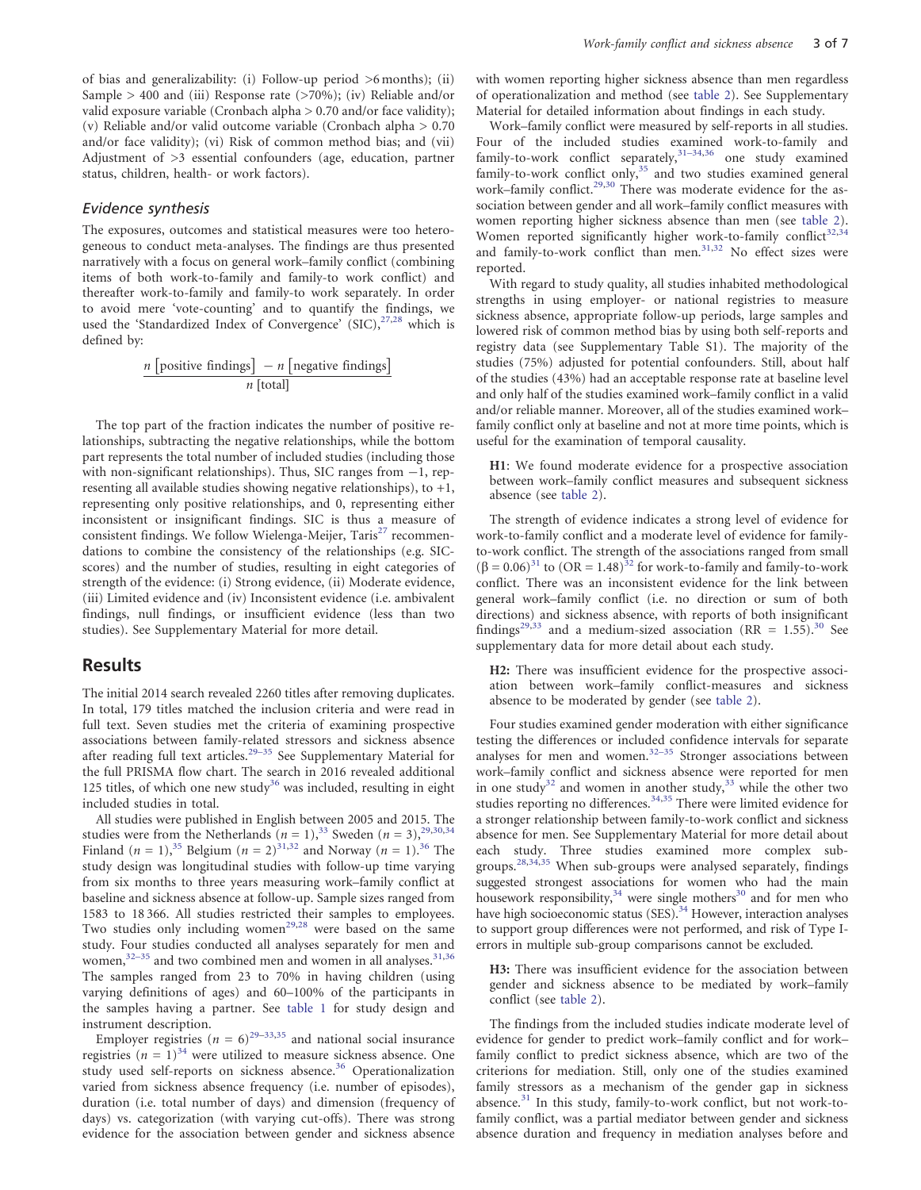of bias and generalizability: (i) Follow-up period >6 months); (ii) Sample > 400 and (iii) Response rate (>70%); (iv) Reliable and/or valid exposure variable (Cronbach alpha > 0.70 and/or face validity); (v) Reliable and/or valid outcome variable (Cronbach alpha > 0.70 and/or face validity); (vi) Risk of common method bias; and (vii) Adjustment of >3 essential confounders (age, education, partner status, children, health- or work factors).

### *Evidence synthesis*

The exposures, outcomes and statistical measures were too heterogeneous to conduct meta-analyses. The findings are thus presented narratively with a focus on general work–family conflict (combining items of both work-to-family and family-to work conflict) and thereafter work-to-family and family-to work separately. In order to avoid mere 'vote-counting' and to quantify the findings, we used the 'Standardized Index of Convergence' (SIC),[27,28] which is defined by:

$$\frac{n\,[\text{positive findings}]\; - n\,[\text{negative findings}]}{n\,[\text{total}]}$$

The top part of the fraction indicates the number of positive relationships, subtracting the negative relationships, while the bottom part represents the total number of included studies (including those with non-significant relationships). Thus, SIC ranges from −1, representing all available studies showing negative relationships), to +1, representing only positive relationships, and 0, representing either inconsistent or insignificant findings. SIC is thus a measure of consistent findings. We follow Wielenga-Meijer, Taris[27] recommendations to combine the consistency of the relationships (e.g. SIC-scores) and the number of studies, resulting in eight categories of strength of the evidence: (i) Strong evidence, (ii) Moderate evidence, (iii) Limited evidence and (iv) Inconsistent evidence (i.e. ambivalent findings, null findings, or insufficient evidence (less than two studies). See Supplementary Material for more detail.

## Results

The initial 2014 search revealed 2260 titles after removing duplicates. In total, 179 titles matched the inclusion criteria and were read in full text. Seven studies met the criteria of examining prospective associations between family-related stressors and sickness absence after reading full text articles.[29–35] See Supplementary Material for the full PRISMA flow chart. The search in 2016 revealed additional 125 titles, of which one new study[36] was included, resulting in eight included studies in total.

All studies were published in English between 2005 and 2015. The studies were from the Netherlands ($n = 1$),[33] Sweden ($n = 3$),[29,30,34] Finland ($n = 1$),[35] Belgium ($n = 2$)[31,32] and Norway ($n = 1$).[36] The study design was longitudinal studies with follow-up time varying from six months to three years measuring work–family conflict at baseline and sickness absence at follow-up. Sample sizes ranged from 1583 to 18 366. All studies restricted their samples to employees. Two studies only including women[29,28] were based on the same study. Four studies conducted all analyses separately for men and women,[32–35] and two combined men and women in all analyses.[31,36] The samples ranged from 23 to 70% in having children (using varying definitions of ages) and 60–100% of the participants in the samples having a partner. See table 1 for study design and instrument description.

Employer registries ($n = 6$)[29–33,35] and national social insurance registries ($n = 1$)[34] were utilized to measure sickness absence. One study used self-reports on sickness absence.[36] Operationalization varied from sickness absence frequency (i.e. number of episodes), duration (i.e. total number of days) and dimension (frequency of days) vs. categorization (with varying cut-offs). There was strong evidence for the association between gender and sickness absence with women reporting higher sickness absence than men regardless of operationalization and method (see table 2). See Supplementary Material for detailed information about findings in each study.

Work–family conflict were measured by self-reports in all studies. Four of the included studies examined work-to-family and family-to-work conflict separately,[31–34,36] one study examined family-to-work conflict only,[35] and two studies examined general work–family conflict.[29,30] There was moderate evidence for the association between gender and all work–family conflict measures with women reporting higher sickness absence than men (see table 2). Women reported significantly higher work-to-family conflict[32,34] and family-to-work conflict than men.[31,32] No effect sizes were reported.

With regard to study quality, all studies inhabited methodological strengths in using employer- or national registries to measure sickness absence, appropriate follow-up periods, large samples and lowered risk of common method bias by using both self-reports and registry data (see Supplementary Table S1). The majority of the studies (75%) adjusted for potential confounders. Still, about half of the studies (43%) had an acceptable response rate at baseline level and only half of the studies examined work–family conflict in a valid and/or reliable manner. Moreover, all of the studies examined work–family conflict only at baseline and not at more time points, which is useful for the examination of temporal causality.

**H1**: We found moderate evidence for a prospective association between work–family conflict measures and subsequent sickness absence (see table 2).

The strength of evidence indicates a strong level of evidence for work-to-family conflict and a moderate level of evidence for family-to-work conflict. The strength of the associations ranged from small ($\beta = 0.06$)[31] to ($OR = 1.48$)[32] for work-to-family and family-to-work conflict. There was an inconsistent evidence for the link between general work–family conflict (i.e. no direction or sum of both directions) and sickness absence, with reports of both insignificant findings[29,33] and a medium-sized association ($RR = 1.55$).[30] See supplementary data for more detail about each study.

**H2:** There was insufficient evidence for the prospective association between work–family conflict-measures and sickness absence to be moderated by gender (see table 2).

Four studies examined gender moderation with either significance testing the differences or included confidence intervals for separate analyses for men and women.[32–35] Stronger associations between work–family conflict and sickness absence were reported for men in one study[32] and women in another study,[33] while the other two studies reporting no differences.[34,35] There were limited evidence for a stronger relationship between family-to-work conflict and sickness absence for men. See Supplementary Material for more detail about each study. Three studies examined more complex subgroups.[28,34,35] When sub-groups were analysed separately, findings suggested strongest associations for women who had the main housework responsibility,[34] were single mothers[30] and for men who have high socioeconomic status (SES).[34] However, interaction analyses to support group differences were not performed, and risk of Type I-errors in multiple sub-group comparisons cannot be excluded.

**H3:** There was insufficient evidence for the association between gender and sickness absence to be mediated by work–family conflict (see table 2).

The findings from the included studies indicate moderate level of evidence for gender to predict work–family conflict and for work–family conflict to predict sickness absence, which are two of the criterions for mediation. Still, only one of the studies examined family stressors as a mechanism of the gender gap in sickness absence.[31] In this study, family-to-work conflict, but not work-to-family conflict, was a partial mediator between gender and sickness absence duration and frequency in mediation analyses before and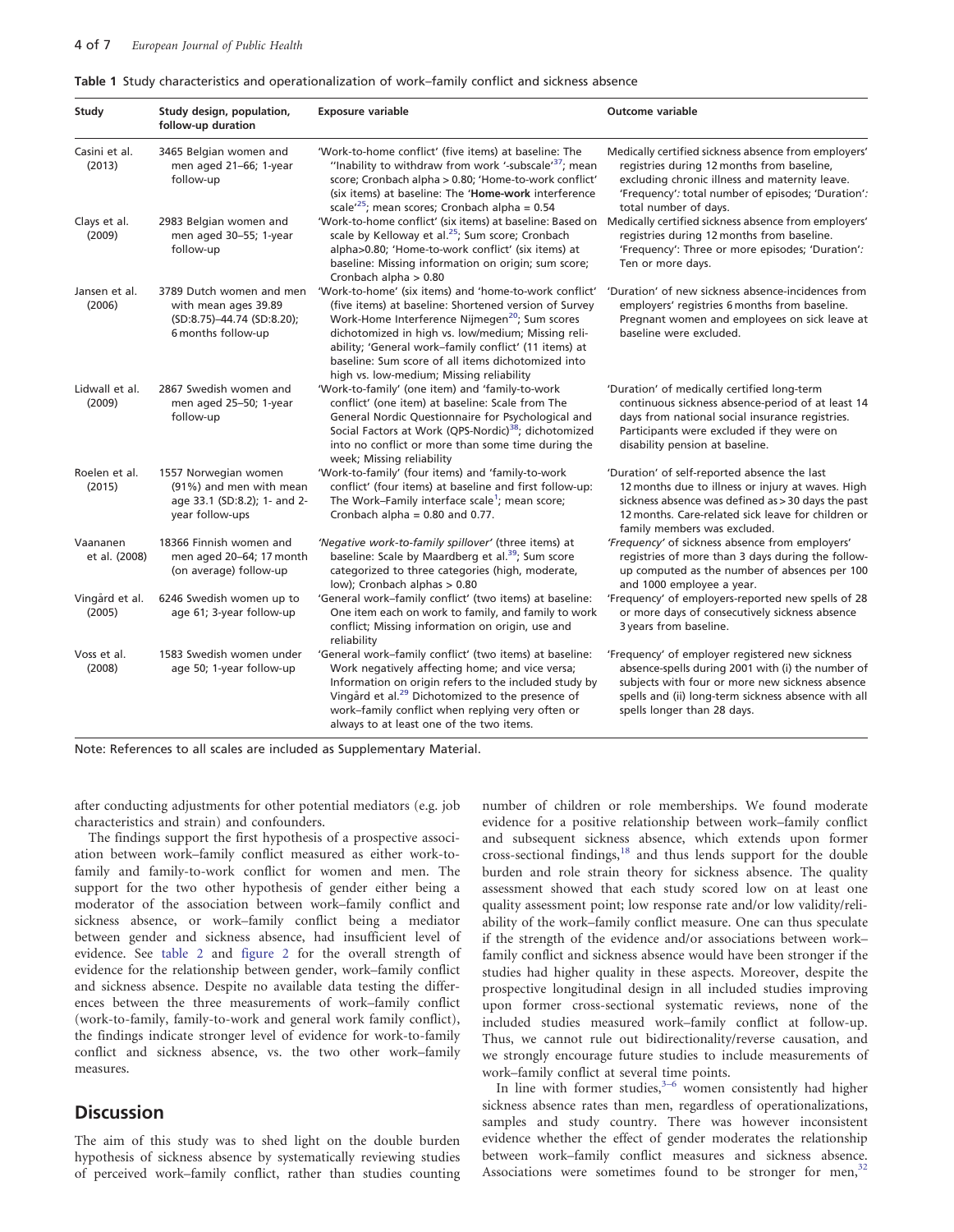**Table 1** Study characteristics and operationalization of work–family conflict and sickness absence

| Study | Study design, population, follow-up duration | Exposure variable | Outcome variable |
|---|---|---|---|
| Casini et al. (2013) | 3465 Belgian women and men aged 21–66; 1-year follow-up | 'Work-to-home conflict' (five items) at baseline: The ''Inability to withdraw from work '-subscale'[37]; mean score; Cronbach alpha > 0.80; 'Home-to-work conflict' (six items) at baseline: The '**Home-work** interference scale'[25]; mean scores; Cronbach alpha = 0.54 | Medically certified sickness absence from employers' registries during 12 months from baseline, excluding chronic illness and maternity leave. 'Frequency': total number of episodes; 'Duration': total number of days. |
| Clays et al. (2009) | 2983 Belgian women and men aged 30–55; 1-year follow-up | 'Work-to-home conflict' (six items) at baseline: Based on scale by Kelloway et al.[25]; Sum score; Cronbach alpha>0.80; 'Home-to-work conflict' (six items) at baseline: Missing information on origin; sum score; Cronbach alpha > 0.80 | Medically certified sickness absence from employers' registries during 12 months from baseline. 'Frequency': Three or more episodes; 'Duration': Ten or more days. |
| Jansen et al. (2006) | 3789 Dutch women and men with mean ages 39.89 (SD:8.75)–44.74 (SD:8.20); 6 months follow-up | 'Work-to-home' (six items) and 'home-to-work conflict' (five items) at baseline: Shortened version of Survey Work-Home Interference Nijmegen[20]; Sum scores dichotomized in high vs. low/medium; Missing reliability; 'General work–family conflict' (11 items) at baseline: Sum score of all items dichotomized into high vs. low-medium; Missing reliability | 'Duration' of new sickness absence-incidences from employers' registries 6 months from baseline. Pregnant women and employees on sick leave at baseline were excluded. |
| Lidwall et al. (2009) | 2867 Swedish women and men aged 25–50; 1-year follow-up | 'Work-to-family' (one item) and 'family-to-work conflict' (one item) at baseline: Scale from The General Nordic Questionnaire for Psychological and Social Factors at Work (QPS-Nordic)[38]; dichotomized into no conflict or more than some time during the week; Missing reliability | 'Duration' of medically certified long-term continuous sickness absence-period of at least 14 days from national social insurance registries. Participants were excluded if they were on disability pension at baseline. |
| Roelen et al. (2015) | 1557 Norwegian women (91%) and men with mean age 33.1 (SD:8.2); 1- and 2-year follow-ups | 'Work-to-family' (four items) and 'family-to-work conflict' (four items) at baseline and first follow-up: The Work–Family interface scale[1]; mean score; Cronbach alpha = 0.80 and 0.77. | 'Duration' of self-reported absence the last 12 months due to illness or injury at waves. High sickness absence was defined as > 30 days the past 12 months. Care-related sick leave for children or family members was excluded. |
| Vaananen et al. (2008) | 18366 Finnish women and men aged 20–64; 17 month (on average) follow-up | *'Negative work-to-family spillover'* (three items) at baseline: Scale by Maardberg et al.[39]; Sum score categorized to three categories (high, moderate, low); Cronbach alphas > 0.80 | *'Frequency'* of sickness absence from employers' registries of more than 3 days during the follow-up computed as the number of absences per 100 and 1000 employee a year. |
| Vingård et al. (2005) | 6246 Swedish women up to age 61; 3-year follow-up | 'General work–family conflict' (two items) at baseline: One item each on work to family, and family to work conflict; Missing information on origin, use and reliability | 'Frequency' of employers-reported new spells of 28 or more days of consecutively sickness absence 3 years from baseline. |
| Voss et al. (2008) | 1583 Swedish women under age 50; 1-year follow-up | 'General work–family conflict' (two items) at baseline: Work negatively affecting home; and vice versa; Information on origin refers to the included study by Vingård et al.[29] Dichotomized to the presence of work–family conflict when replying very often or always to at least one of the two items. | 'Frequency' of employer registered new sickness absence-spells during 2001 with (i) the number of subjects with four or more new sickness absence spells and (ii) long-term sickness absence with all spells longer than 28 days. |

Note: References to all scales are included as Supplementary Material.

after conducting adjustments for other potential mediators (e.g. job characteristics and strain) and confounders.

The findings support the first hypothesis of a prospective association between work–family conflict measured as either work-to-family and family-to-work conflict for women and men. The support for the two other hypothesis of gender either being a moderator of the association between work–family conflict and sickness absence, or work–family conflict being a mediator between gender and sickness absence, had insufficient level of evidence. See table 2 and figure 2 for the overall strength of evidence for the relationship between gender, work–family conflict and sickness absence. Despite no available data testing the differences between the three measurements of work–family conflict (work-to-family, family-to-work and general work family conflict), the findings indicate stronger level of evidence for work-to-family conflict and sickness absence, vs. the two other work–family measures.

## Discussion

The aim of this study was to shed light on the double burden hypothesis of sickness absence by systematically reviewing studies of perceived work–family conflict, rather than studies counting number of children or role memberships. We found moderate evidence for a positive relationship between work–family conflict and subsequent sickness absence, which extends upon former cross-sectional findings,[18] and thus lends support for the double burden and role strain theory for sickness absence. The quality assessment showed that each study scored low on at least one quality assessment point; low response rate and/or low validity/reliability of the work–family conflict measure. One can thus speculate if the strength of the evidence and/or associations between work–family conflict and sickness absence would have been stronger if the studies had higher quality in these aspects. Moreover, despite the prospective longitudinal design in all included studies improving upon former cross-sectional systematic reviews, none of the included studies measured work–family conflict at follow-up. Thus, we cannot rule out bidirectionality/reverse causation, and we strongly encourage future studies to include measurements of work–family conflict at several time points.

In line with former studies,[3–6] women consistently had higher sickness absence rates than men, regardless of operationalizations, samples and study country. There was however inconsistent evidence whether the effect of gender moderates the relationship between work–family conflict measures and sickness absence. Associations were sometimes found to be stronger for men,[32]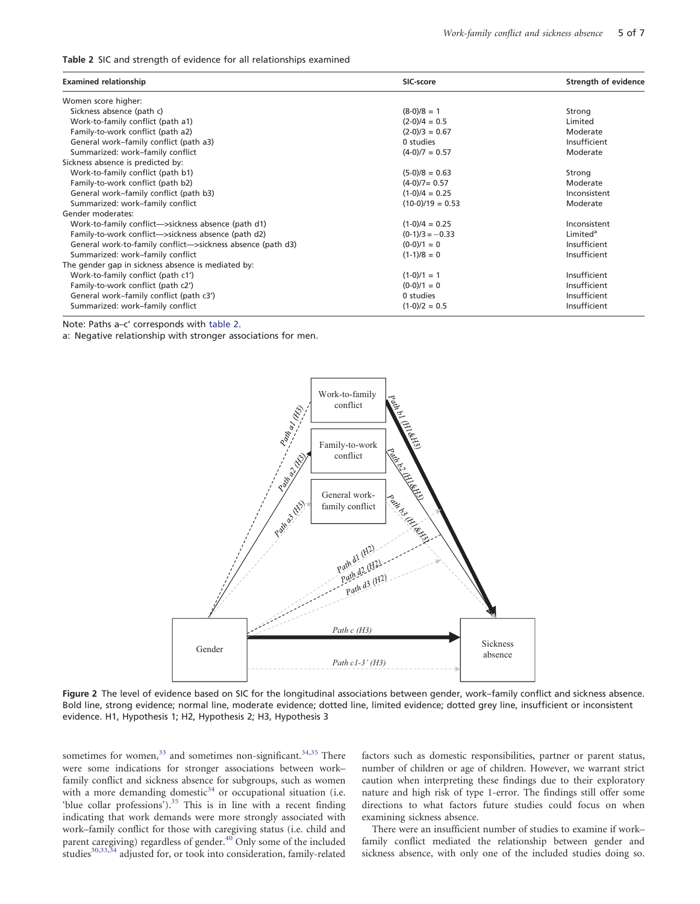**Table 2** SIC and strength of evidence for all relationships examined

| Examined relationship | SIC-score | Strength of evidence |
|---|---|---|
| Women score higher: | | |
| Sickness absence (path c) | (8-0)/8 = 1 | Strong |
| Work-to-family conflict (path a1) | (2-0)/4 = 0.5 | Limited |
| Family-to-work conflict (path a2) | (2-0)/3 = 0.67 | Moderate |
| General work–family conflict (path a3) | 0 studies | Insufficient |
| Summarized: work–family conflict | (4-0)/7 = 0.57 | Moderate |
| Sickness absence is predicted by: | | |
| Work-to-family conflict (path b1) | (5-0)/8 = 0.63 | Strong |
| Family-to-work conflict (path b2) | (4-0)/7= 0.57 | Moderate |
| General work–family conflict (path b3) | (1-0)/4 = 0.25 | Inconsistent |
| Summarized: work–family conflict | (10-0)/19 = 0.53 | Moderate |
| Gender moderates: | | |
| Work-to-family conflict—>sickness absence (path d1) | (1-0)/4 = 0.25 | Inconsistent |
| Family-to-work conflict—>sickness absence (path d2) | (0-1)/3 = −0.33 | Limited[a] |
| General work-to-family conflict—>sickness absence (path d3) | (0-0)/1 = 0 | Insufficient |
| Summarized: work–family conflict | (1-1)/8 = 0 | Insufficient |
| The gender gap in sickness absence is mediated by: | | |
| Work-to-family conflict (path c1') | (1-0)/1 = 1 | Insufficient |
| Family-to-work conflict (path c2') | (0-0)/1 = 0 | Insufficient |
| General work–family conflict (path c3') | 0 studies | Insufficient |
| Summarized: work–family conflict | (1-0)/2 = 0.5 | Insufficient |

Note: Paths a–c' corresponds with table 2.

a: Negative relationship with stronger associations for men.

Work-to-family conflict

Family-to-work conflict

General work-family conflict

Gender

Sickness absence

Path a1 (H3)

Path a2 (H3)

Path a3 (H3)

Path b1 (H1&H3)

Path b2 (H1&H3)

Path b3 (H1&H3)

Path d1 (H2)

Path d2 (H2)

Path d3 (H2)

Path c (H3)

Path c1-3' (H3)

**Figure 2** The level of evidence based on SIC for the longitudinal associations between gender, work–family conflict and sickness absence. Bold line, strong evidence; normal line, moderate evidence; dotted line, limited evidence; dotted grey line, insufficient or inconsistent evidence. H1, Hypothesis 1; H2, Hypothesis 2; H3, Hypothesis 3

sometimes for women,[33] and sometimes non-significant.[34,35] There were some indications for stronger associations between work–family conflict and sickness absence for subgroups, such as women with a more demanding domestic[34] or occupational situation (i.e. 'blue collar professions').[35] This is in line with a recent finding indicating that work demands were more strongly associated with work–family conflict for those with caregiving status (i.e. child and parent caregiving) regardless of gender.[40] Only some of the included studies[30,33,34] adjusted for, or took into consideration, family-related factors such as domestic responsibilities, partner or parent status, number of children or age of children. However, we warrant strict caution when interpreting these findings due to their exploratory nature and high risk of type 1-error. The findings still offer some directions to what factors future studies could focus on when examining sickness absence.

There were an insufficient number of studies to examine if work–family conflict mediated the relationship between gender and sickness absence, with only one of the included studies doing so.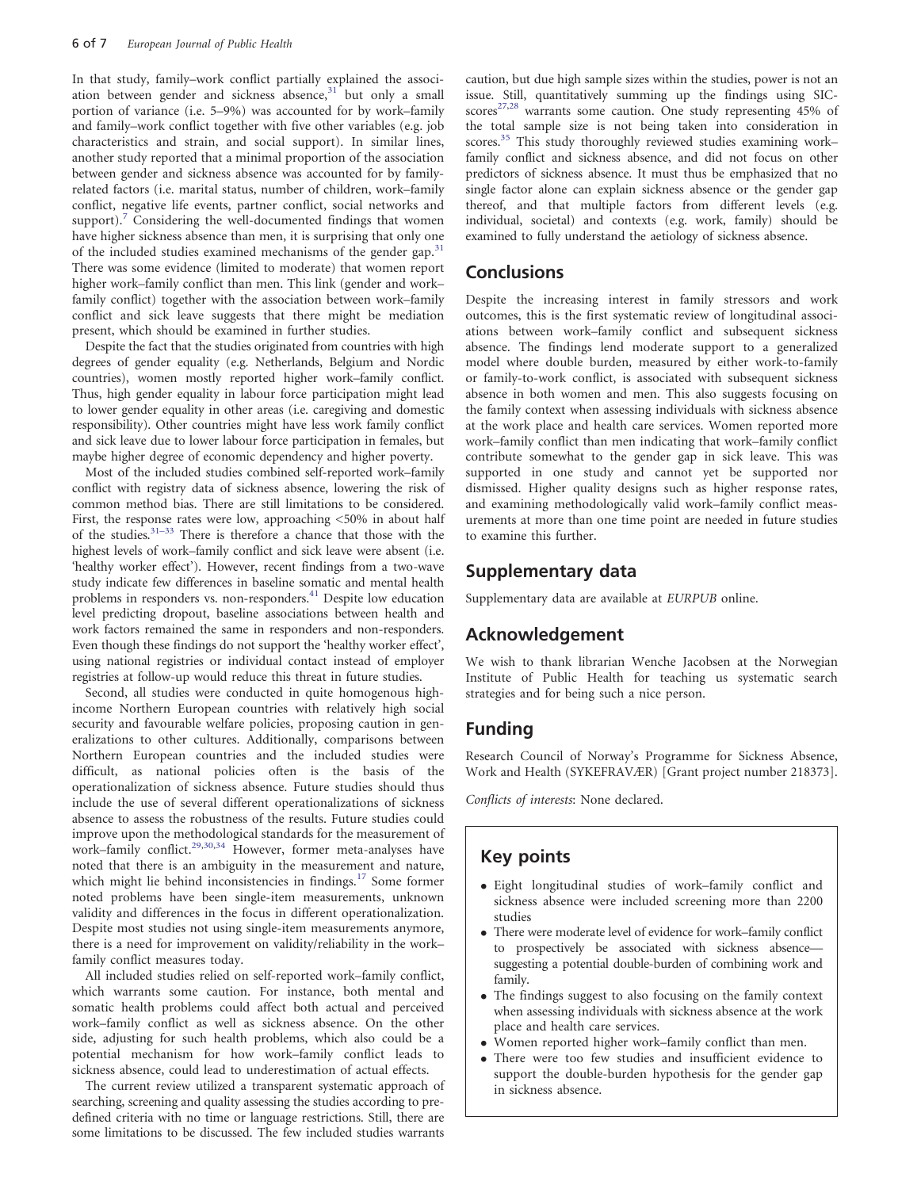In that study, family–work conflict partially explained the association between gender and sickness absence,[31] but only a small portion of variance (i.e. 5–9%) was accounted for by work–family and family–work conflict together with five other variables (e.g. job characteristics and strain, and social support). In similar lines, another study reported that a minimal proportion of the association between gender and sickness absence was accounted for by family-related factors (i.e. marital status, number of children, work–family conflict, negative life events, partner conflict, social networks and support).[7] Considering the well-documented findings that women have higher sickness absence than men, it is surprising that only one of the included studies examined mechanisms of the gender gap.[31] There was some evidence (limited to moderate) that women report higher work–family conflict than men. This link (gender and work–family conflict) together with the association between work–family conflict and sick leave suggests that there might be mediation present, which should be examined in further studies.

Despite the fact that the studies originated from countries with high degrees of gender equality (e.g. Netherlands, Belgium and Nordic countries), women mostly reported higher work–family conflict. Thus, high gender equality in labour force participation might lead to lower gender equality in other areas (i.e. caregiving and domestic responsibility). Other countries might have less work family conflict and sick leave due to lower labour force participation in females, but maybe higher degree of economic dependency and higher poverty.

Most of the included studies combined self-reported work–family conflict with registry data of sickness absence, lowering the risk of common method bias. There are still limitations to be considered. First, the response rates were low, approaching <50% in about half of the studies.[31–33] There is therefore a chance that those with the highest levels of work–family conflict and sick leave were absent (i.e. 'healthy worker effect'). However, recent findings from a two-wave study indicate few differences in baseline somatic and mental health problems in responders vs. non-responders.[41] Despite low education level predicting dropout, baseline associations between health and work factors remained the same in responders and non-responders. Even though these findings do not support the 'healthy worker effect', using national registries or individual contact instead of employer registries at follow-up would reduce this threat in future studies.

Second, all studies were conducted in quite homogenous high-income Northern European countries with relatively high social security and favourable welfare policies, proposing caution in generalizations to other cultures. Additionally, comparisons between Northern European countries and the included studies were difficult, as national policies often is the basis of the operationalization of sickness absence. Future studies should thus include the use of several different operationalizations of sickness absence to assess the robustness of the results. Future studies could improve upon the methodological standards for the measurement of work–family conflict.[29,30,34] However, former meta-analyses have noted that there is an ambiguity in the measurement and nature, which might lie behind inconsistencies in findings.[17] Some former noted problems have been single-item measurements, unknown validity and differences in the focus in different operationalization. Despite most studies not using single-item measurements anymore, there is a need for improvement on validity/reliability in the work–family conflict measures today.

All included studies relied on self-reported work–family conflict, which warrants some caution. For instance, both mental and somatic health problems could affect both actual and perceived work–family conflict as well as sickness absence. On the other side, adjusting for such health problems, which also could be a potential mechanism for how work–family conflict leads to sickness absence, could lead to underestimation of actual effects.

The current review utilized a transparent systematic approach of searching, screening and quality assessing the studies according to predefined criteria with no time or language restrictions. Still, there are some limitations to be discussed. The few included studies warrants caution, but due high sample sizes within the studies, power is not an issue. Still, quantitatively summing up the findings using SIC-scores[27,28] warrants some caution. One study representing 45% of the total sample size is not being taken into consideration in scores.[35] This study thoroughly reviewed studies examining work–family conflict and sickness absence, and did not focus on other predictors of sickness absence. It must thus be emphasized that no single factor alone can explain sickness absence or the gender gap thereof, and that multiple factors from different levels (e.g. individual, societal) and contexts (e.g. work, family) should be examined to fully understand the aetiology of sickness absence.

## Conclusions

Despite the increasing interest in family stressors and work outcomes, this is the first systematic review of longitudinal associations between work–family conflict and subsequent sickness absence. The findings lend moderate support to a generalized model where double burden, measured by either work-to-family or family-to-work conflict, is associated with subsequent sickness absence in both women and men. This also suggests focusing on the family context when assessing individuals with sickness absence at the work place and health care services. Women reported more work–family conflict than men indicating that work–family conflict contribute somewhat to the gender gap in sick leave. This was supported in one study and cannot yet be supported nor dismissed. Higher quality designs such as higher response rates, and examining methodologically valid work–family conflict measurements at more than one time point are needed in future studies to examine this further.

## Supplementary data

Supplementary data are available at *EURPUB* online.

## Acknowledgement

We wish to thank librarian Wenche Jacobsen at the Norwegian Institute of Public Health for teaching us systematic search strategies and for being such a nice person.

## Funding

Research Council of Norway's Programme for Sickness Absence, Work and Health (SYKEFRAVÆR) [Grant project number 218373].

*Conflicts of interests*: None declared.

## Key points

- Eight longitudinal studies of work–family conflict and sickness absence were included screening more than 2200 studies
- There were moderate level of evidence for work–family conflict to prospectively be associated with sickness absence—suggesting a potential double-burden of combining work and family.
- The findings suggest to also focusing on the family context when assessing individuals with sickness absence at the work place and health care services.
- Women reported higher work–family conflict than men.
- There were too few studies and insufficient evidence to support the double-burden hypothesis for the gender gap in sickness absence.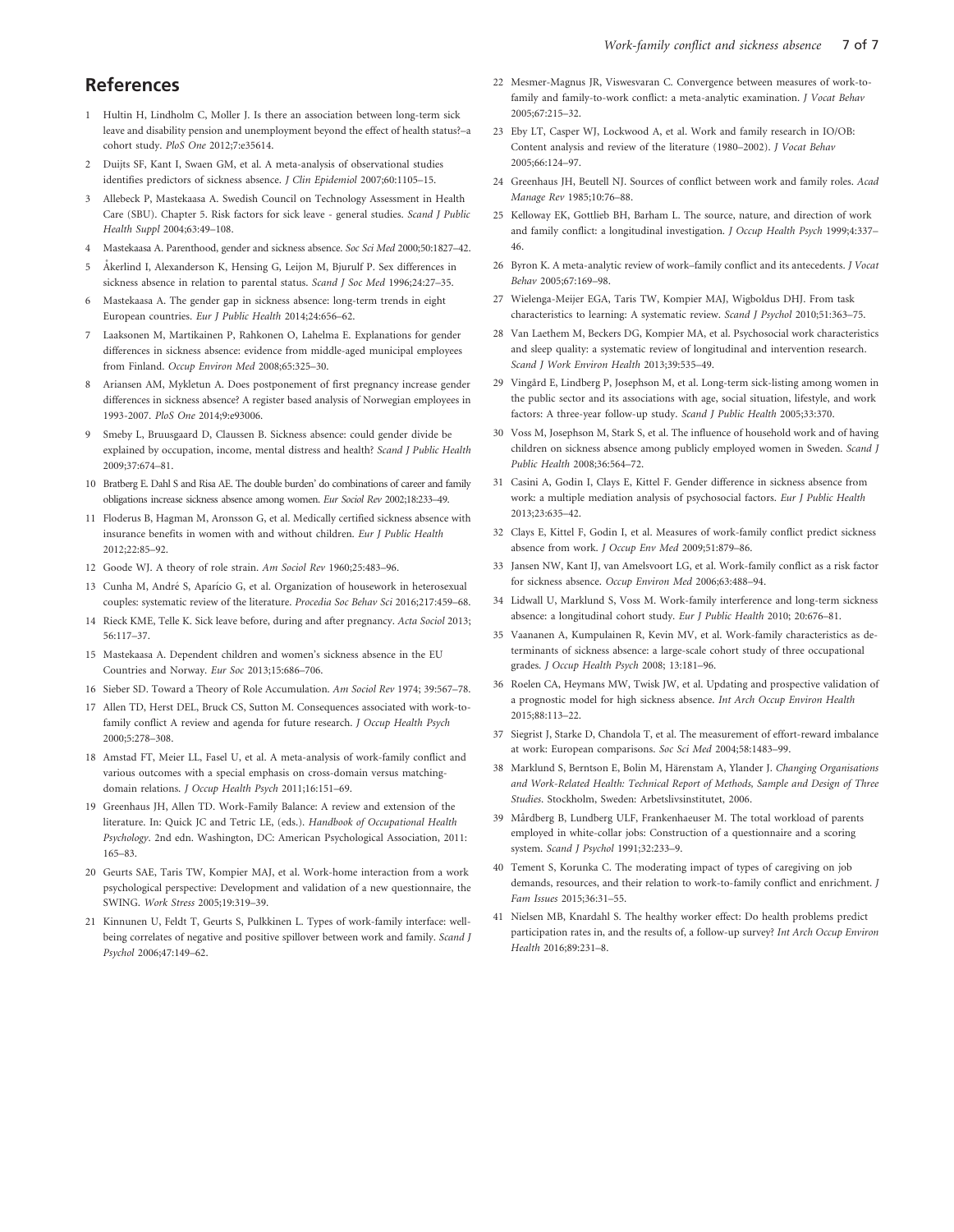## References

1. Hultin H, Lindholm C, Moller J. Is there an association between long-term sick leave and disability pension and unemployment beyond the effect of health status?–a cohort study. *PloS One* 2012;7:e35614.
2. Duijts SF, Kant I, Swaen GM, et al. A meta-analysis of observational studies identifies predictors of sickness absence. *J Clin Epidemiol* 2007;60:1105–15.
3. Allebeck P, Mastekaasa A. Swedish Council on Technology Assessment in Health Care (SBU). Chapter 5. Risk factors for sick leave - general studies. *Scand J Public Health Suppl* 2004;63:49–108.
4. Mastekaasa A. Parenthood, gender and sickness absence. *Soc Sci Med* 2000;50:1827–42.
5. Åkerlind I, Alexanderson K, Hensing G, Leijon M, Bjurulf P. Sex differences in sickness absence in relation to parental status. *Scand J Soc Med* 1996;24:27–35.
6. Mastekaasa A. The gender gap in sickness absence: long-term trends in eight European countries. *Eur J Public Health* 2014;24:656–62.
7. Laaksonen M, Martikainen P, Rahkonen O, Lahelma E. Explanations for gender differences in sickness absence: evidence from middle-aged municipal employees from Finland. *Occup Environ Med* 2008;65:325–30.
8. Ariansen AM, Mykletun A. Does postponement of first pregnancy increase gender differences in sickness absence? A register based analysis of Norwegian employees in 1993-2007. *PloS One* 2014;9:e93006.
9. Smeby L, Bruusgaard D, Claussen B. Sickness absence: could gender divide be explained by occupation, income, mental distress and health? *Scand J Public Health* 2009;37:674–81.
10. Bratberg E. Dahl S and Risa AE. The double burden' do combinations of career and family obligations increase sickness absence among women. *Eur Sociol Rev* 2002;18:233–49.
11. Floderus B, Hagman M, Aronsson G, et al. Medically certified sickness absence with insurance benefits in women with and without children. *Eur J Public Health* 2012;22:85–92.
12. Goode WJ. A theory of role strain. *Am Sociol Rev* 1960;25:483–96.
13. Cunha M, André S, Aparício G, et al. Organization of housework in heterosexual couples: systematic review of the literature. *Procedia Soc Behav Sci* 2016;217:459–68.
14. Rieck KME, Telle K. Sick leave before, during and after pregnancy. *Acta Sociol* 2013; 56:117–37.
15. Mastekaasa A. Dependent children and women's sickness absence in the EU Countries and Norway. *Eur Soc* 2013;15:686–706.
16. Sieber SD. Toward a Theory of Role Accumulation. *Am Sociol Rev* 1974; 39:567–78.
17. Allen TD, Herst DEL, Bruck CS, Sutton M. Consequences associated with work-to-family conflict A review and agenda for future research. *J Occup Health Psych* 2000;5:278–308.
18. Amstad FT, Meier LL, Fasel U, et al. A meta-analysis of work-family conflict and various outcomes with a special emphasis on cross-domain versus matching-domain relations. *J Occup Health Psych* 2011;16:151–69.
19. Greenhaus JH, Allen TD. Work-Family Balance: A review and extension of the literature. In: Quick JC and Tetric LE, (eds.). *Handbook of Occupational Health Psychology*. 2nd edn. Washington, DC: American Psychological Association, 2011: 165–83.
20. Geurts SAE, Taris TW, Kompier MAJ, et al. Work-home interaction from a work psychological perspective: Development and validation of a new questionnaire, the SWING. *Work Stress* 2005;19:319–39.
21. Kinnunen U, Feldt T, Geurts S, Pulkkinen L. Types of work-family interface: well-being correlates of negative and positive spillover between work and family. *Scand J Psychol* 2006;47:149–62.
22. Mesmer-Magnus JR, Viswesvaran C. Convergence between measures of work-to-family and family-to-work conflict: a meta-analytic examination. *J Vocat Behav* 2005;67:215–32.
23. Eby LT, Casper WJ, Lockwood A, et al. Work and family research in IO/OB: Content analysis and review of the literature (1980–2002). *J Vocat Behav* 2005;66:124–97.
24. Greenhaus JH, Beutell NJ. Sources of conflict between work and family roles. *Acad Manage Rev* 1985;10:76–88.
25. Kelloway EK, Gottlieb BH, Barham L. The source, nature, and direction of work and family conflict: a longitudinal investigation. *J Occup Health Psych* 1999;4:337–46.
26. Byron K. A meta-analytic review of work–family conflict and its antecedents. *J Vocat Behav* 2005;67:169–98.
27. Wielenga-Meijer EGA, Taris TW, Kompier MAJ, Wigboldus DHJ. From task characteristics to learning: A systematic review. *Scand J Psychol* 2010;51:363–75.
28. Van Laethem M, Beckers DG, Kompier MA, et al. Psychosocial work characteristics and sleep quality: a systematic review of longitudinal and intervention research. *Scand J Work Environ Health* 2013;39:535–49.
29. Vingård E, Lindberg P, Josephson M, et al. Long-term sick-listing among women in the public sector and its associations with age, social situation, lifestyle, and work factors: A three-year follow-up study. *Scand J Public Health* 2005;33:370.
30. Voss M, Josephson M, Stark S, et al. The influence of household work and of having children on sickness absence among publicly employed women in Sweden. *Scand J Public Health* 2008;36:564–72.
31. Casini A, Godin I, Clays E, Kittel F. Gender difference in sickness absence from work: a multiple mediation analysis of psychosocial factors. *Eur J Public Health* 2013;23:635–42.
32. Clays E, Kittel F, Godin I, et al. Measures of work-family conflict predict sickness absence from work. *J Occup Env Med* 2009;51:879–86.
33. Jansen NW, Kant IJ, van Amelsvoort LG, et al. Work-family conflict as a risk factor for sickness absence. *Occup Environ Med* 2006;63:488–94.
34. Lidwall U, Marklund S, Voss M. Work-family interference and long-term sickness absence: a longitudinal cohort study. *Eur J Public Health* 2010; 20:676–81.
35. Vaananen A, Kumpulainen R, Kevin MV, et al. Work-family characteristics as determinants of sickness absence: a large-scale cohort study of three occupational grades. *J Occup Health Psych* 2008; 13:181–96.
36. Roelen CA, Heymans MW, Twisk JW, et al. Updating and prospective validation of a prognostic model for high sickness absence. *Int Arch Occup Environ Health* 2015;88:113–22.
37. Siegrist J, Starke D, Chandola T, et al. The measurement of effort-reward imbalance at work: European comparisons. *Soc Sci Med* 2004;58:1483–99.
38. Marklund S, Berntson E, Bolin M, Härenstam A, Ylander J. *Changing Organisations and Work-Related Health: Technical Report of Methods, Sample and Design of Three Studies*. Stockholm, Sweden: Arbetslivsinstitutet, 2006.
39. Mårdberg B, Lundberg ULF, Frankenhaeuser M. The total workload of parents employed in white-collar jobs: Construction of a questionnaire and a scoring system. *Scand J Psychol* 1991;32:233–9.
40. Tement S, Korunka C. The moderating impact of types of caregiving on job demands, resources, and their relation to work-to-family conflict and enrichment. *J Fam Issues* 2015;36:31–55.
41. Nielsen MB, Knardahl S. The healthy worker effect: Do health problems predict participation rates in, and the results of, a follow-up survey? *Int Arch Occup Environ Health* 2016;89:231–8.